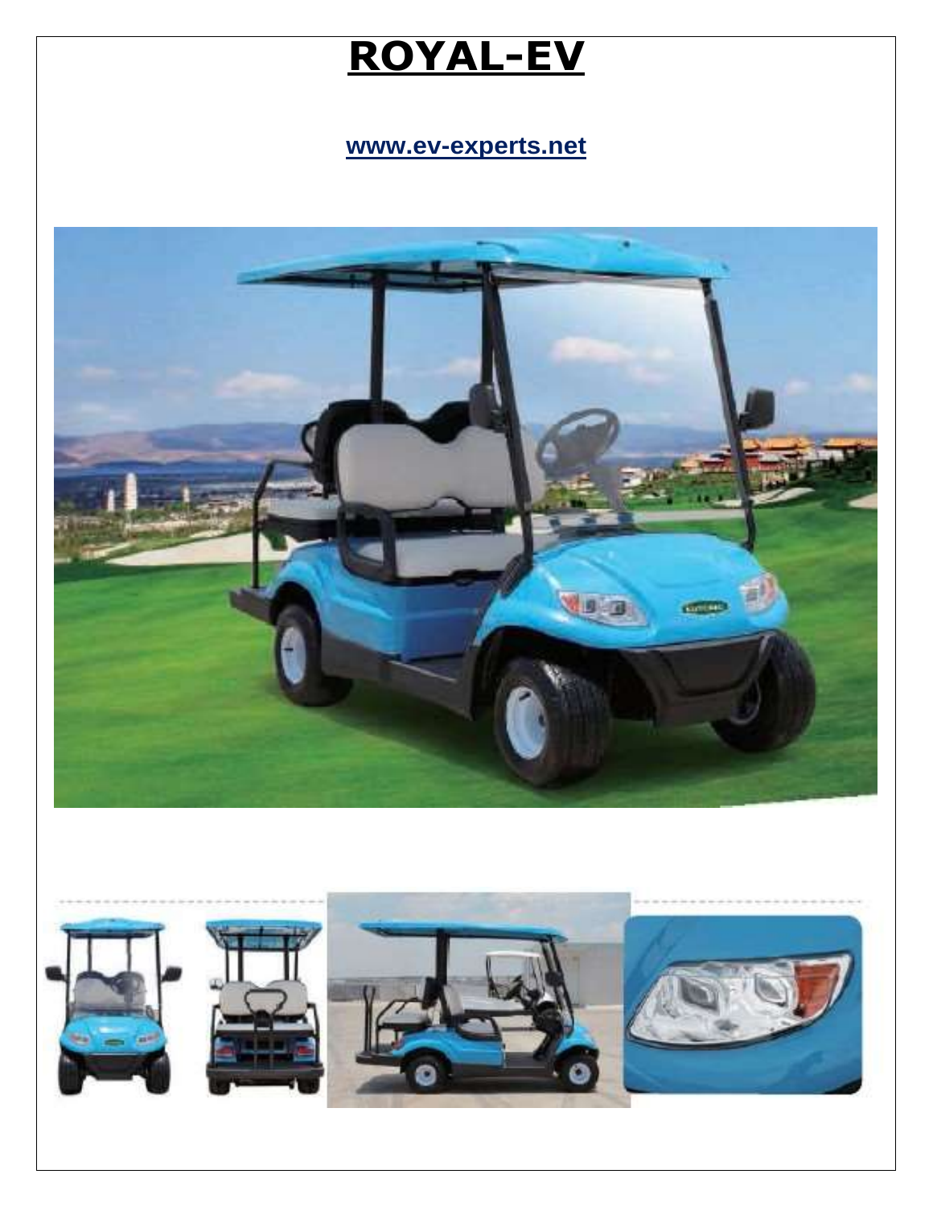# ROYAL-EV

www.ev-experts.net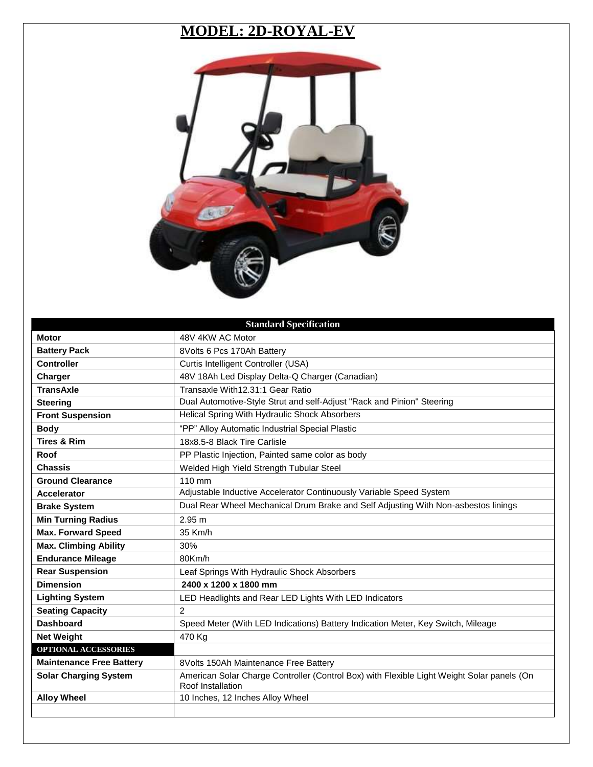# MODEL: 2D-ROYAL-EV

| Standard Specification | |
|---|---|
| **Motor** | 48V 4KW AC Motor |
| **Battery Pack** | 8Volts 6 Pcs 170Ah Battery |
| **Controller** | Curtis Intelligent Controller (USA) |
| **Charger** | 48V 18Ah Led Display Delta-Q Charger (Canadian) |
| **TransAxle** | Transaxle With12.31:1 Gear Ratio |
| **Steering** | Dual Automotive-Style Strut and self-Adjust "Rack and Pinion" Steering |
| **Front Suspension** | Helical Spring With Hydraulic Shock Absorbers |
| **Body** | "PP" Alloy Automatic Industrial Special Plastic |
| **Tires & Rim** | 18x8.5-8 Black Tire Carlisle |
| **Roof** | PP Plastic Injection, Painted same color as body |
| **Chassis** | Welded High Yield Strength Tubular Steel |
| **Ground Clearance** | 110 mm |
| **Accelerator** | Adjustable Inductive Accelerator Continuously Variable Speed System |
| **Brake System** | Dual Rear Wheel Mechanical Drum Brake and Self Adjusting With Non-asbestos linings |
| **Min Turning Radius** | 2.95 m |
| **Max. Forward Speed** | 35 Km/h |
| **Max. Climbing Ability** | 30% |
| **Endurance Mileage** | 80Km/h |
| **Rear Suspension** | Leaf Springs With Hydraulic Shock Absorbers |
| **Dimension** | **2400 x 1200 x 1800 mm** |
| **Lighting System** | LED Headlights and Rear LED Lights With LED Indicators |
| **Seating Capacity** | 2 |
| **Dashboard** | Speed Meter (With LED Indications) Battery Indication Meter, Key Switch, Mileage |
| **Net Weight** | 470 Kg |
| **OPTIONAL ACCESSORIES** | |
| **Maintenance Free Battery** | 8Volts 150Ah Maintenance Free Battery |
| **Solar Charging System** | American Solar Charge Controller (Control Box) with Flexible Light Weight Solar panels (On Roof Installation |
| **Alloy Wheel** | 10 Inches, 12 Inches Alloy Wheel |
| | |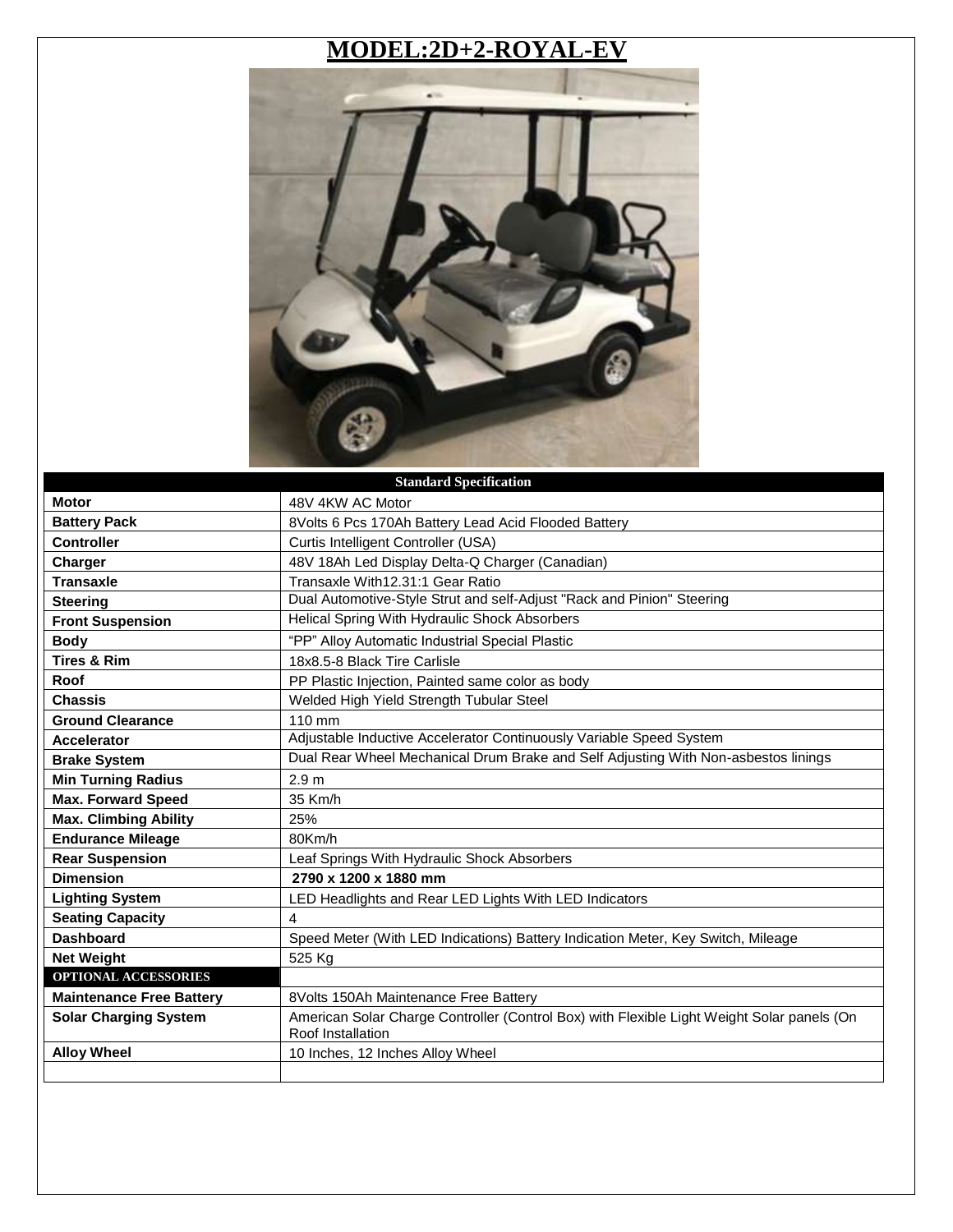# MODEL:2D+2-ROYAL-EV

| Standard Specification | |
|---|---|
| **Motor** | 48V 4KW AC Motor |
| **Battery Pack** | 8Volts 6 Pcs 170Ah Battery Lead Acid Flooded Battery |
| **Controller** | Curtis Intelligent Controller (USA) |
| **Charger** | 48V 18Ah Led Display Delta-Q Charger (Canadian) |
| **Transaxle** | Transaxle With12.31:1 Gear Ratio |
| **Steering** | Dual Automotive-Style Strut and self-Adjust "Rack and Pinion" Steering |
| **Front Suspension** | Helical Spring With Hydraulic Shock Absorbers |
| **Body** | "PP" Alloy Automatic Industrial Special Plastic |
| **Tires & Rim** | 18x8.5-8 Black Tire Carlisle |
| **Roof** | PP Plastic Injection, Painted same color as body |
| **Chassis** | Welded High Yield Strength Tubular Steel |
| **Ground Clearance** | 110 mm |
| **Accelerator** | Adjustable Inductive Accelerator Continuously Variable Speed System |
| **Brake System** | Dual Rear Wheel Mechanical Drum Brake and Self Adjusting With Non-asbestos linings |
| **Min Turning Radius** | 2.9 m |
| **Max. Forward Speed** | 35 Km/h |
| **Max. Climbing Ability** | 25% |
| **Endurance Mileage** | 80Km/h |
| **Rear Suspension** | Leaf Springs With Hydraulic Shock Absorbers |
| **Dimension** | **2790 x 1200 x 1880 mm** |
| **Lighting System** | LED Headlights and Rear LED Lights With LED Indicators |
| **Seating Capacity** | 4 |
| **Dashboard** | Speed Meter (With LED Indications) Battery Indication Meter, Key Switch, Mileage |
| **Net Weight** | 525 Kg |
| **OPTIONAL ACCESSORIES** | |
| **Maintenance Free Battery** | 8Volts 150Ah Maintenance Free Battery |
| **Solar Charging System** | American Solar Charge Controller (Control Box) with Flexible Light Weight Solar panels (On Roof Installation |
| **Alloy Wheel** | 10 Inches, 12 Inches Alloy Wheel |
| | |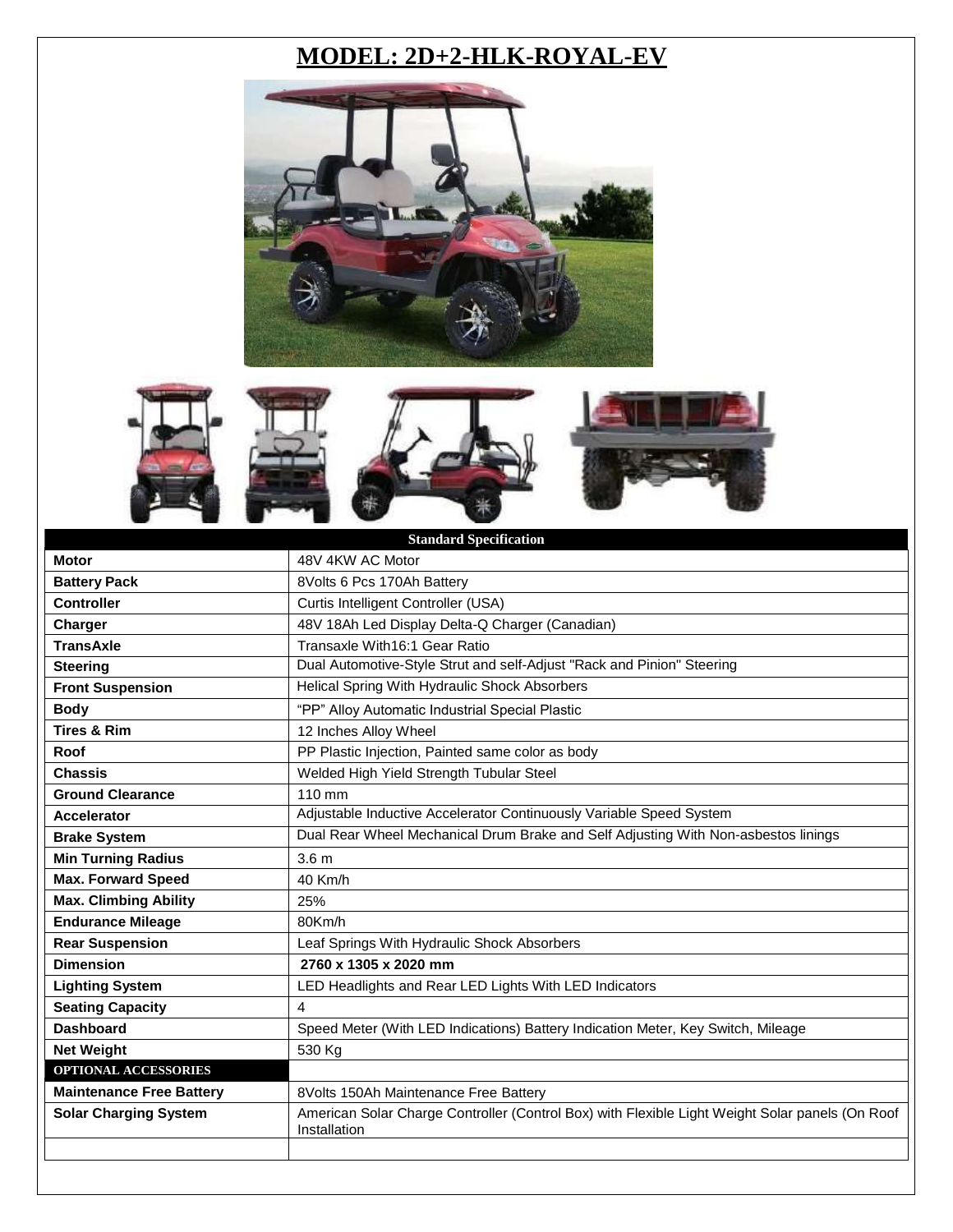# MODEL: 2D+2-HLK-ROYAL-EV

| Standard Specification | |
|---|---|
| **Motor** | 48V 4KW AC Motor |
| **Battery Pack** | 8Volts 6 Pcs 170Ah Battery |
| **Controller** | Curtis Intelligent Controller (USA) |
| **Charger** | 48V 18Ah Led Display Delta-Q Charger (Canadian) |
| **TransAxle** | Transaxle With16:1 Gear Ratio |
| **Steering** | Dual Automotive-Style Strut and self-Adjust "Rack and Pinion" Steering |
| **Front Suspension** | Helical Spring With Hydraulic Shock Absorbers |
| **Body** | "PP" Alloy Automatic Industrial Special Plastic |
| **Tires & Rim** | 12 Inches Alloy Wheel |
| **Roof** | PP Plastic Injection, Painted same color as body |
| **Chassis** | Welded High Yield Strength Tubular Steel |
| **Ground Clearance** | 110 mm |
| **Accelerator** | Adjustable Inductive Accelerator Continuously Variable Speed System |
| **Brake System** | Dual Rear Wheel Mechanical Drum Brake and Self Adjusting With Non-asbestos linings |
| **Min Turning Radius** | 3.6 m |
| **Max. Forward Speed** | 40 Km/h |
| **Max. Climbing Ability** | 25% |
| **Endurance Mileage** | 80Km/h |
| **Rear Suspension** | Leaf Springs With Hydraulic Shock Absorbers |
| **Dimension** | **2760 x 1305 x 2020 mm** |
| **Lighting System** | LED Headlights and Rear LED Lights With LED Indicators |
| **Seating Capacity** | 4 |
| **Dashboard** | Speed Meter (With LED Indications) Battery Indication Meter, Key Switch, Mileage |
| **Net Weight** | 530 Kg |
| **OPTIONAL ACCESSORIES** | |
| **Maintenance Free Battery** | 8Volts 150Ah Maintenance Free Battery |
| **Solar Charging System** | American Solar Charge Controller (Control Box) with Flexible Light Weight Solar panels (On Roof Installation |
| | |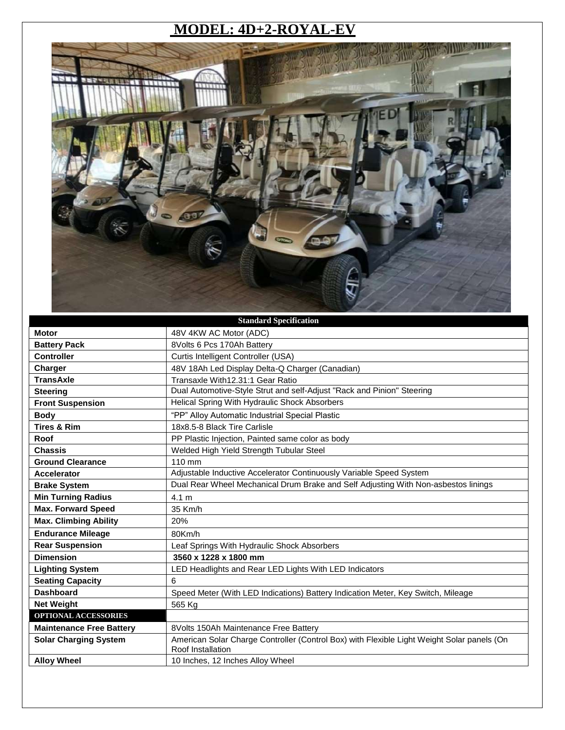# MODEL: 4D+2-ROYAL-EV

| Standard Specification | |
|---|---|
| **Motor** | 48V 4KW AC Motor (ADC) |
| **Battery Pack** | 8Volts 6 Pcs 170Ah Battery |
| **Controller** | Curtis Intelligent Controller (USA) |
| **Charger** | 48V 18Ah Led Display Delta-Q Charger (Canadian) |
| **TransAxle** | Transaxle With12.31:1 Gear Ratio |
| **Steering** | Dual Automotive-Style Strut and self-Adjust "Rack and Pinion" Steering |
| **Front Suspension** | Helical Spring With Hydraulic Shock Absorbers |
| **Body** | "PP" Alloy Automatic Industrial Special Plastic |
| **Tires & Rim** | 18x8.5-8 Black Tire Carlisle |
| **Roof** | PP Plastic Injection, Painted same color as body |
| **Chassis** | Welded High Yield Strength Tubular Steel |
| **Ground Clearance** | 110 mm |
| **Accelerator** | Adjustable Inductive Accelerator Continuously Variable Speed System |
| **Brake System** | Dual Rear Wheel Mechanical Drum Brake and Self Adjusting With Non-asbestos linings |
| **Min Turning Radius** | 4.1 m |
| **Max. Forward Speed** | 35 Km/h |
| **Max. Climbing Ability** | 20% |
| **Endurance Mileage** | 80Km/h |
| **Rear Suspension** | Leaf Springs With Hydraulic Shock Absorbers |
| **Dimension** | **3560 x 1228 x 1800 mm** |
| **Lighting System** | LED Headlights and Rear LED Lights With LED Indicators |
| **Seating Capacity** | 6 |
| **Dashboard** | Speed Meter (With LED Indications) Battery Indication Meter, Key Switch, Mileage |
| **Net Weight** | 565 Kg |
| **OPTIONAL ACCESSORIES** | |
| **Maintenance Free Battery** | 8Volts 150Ah Maintenance Free Battery |
| **Solar Charging System** | American Solar Charge Controller (Control Box) with Flexible Light Weight Solar panels (On Roof Installation |
| **Alloy Wheel** | 10 Inches, 12 Inches Alloy Wheel |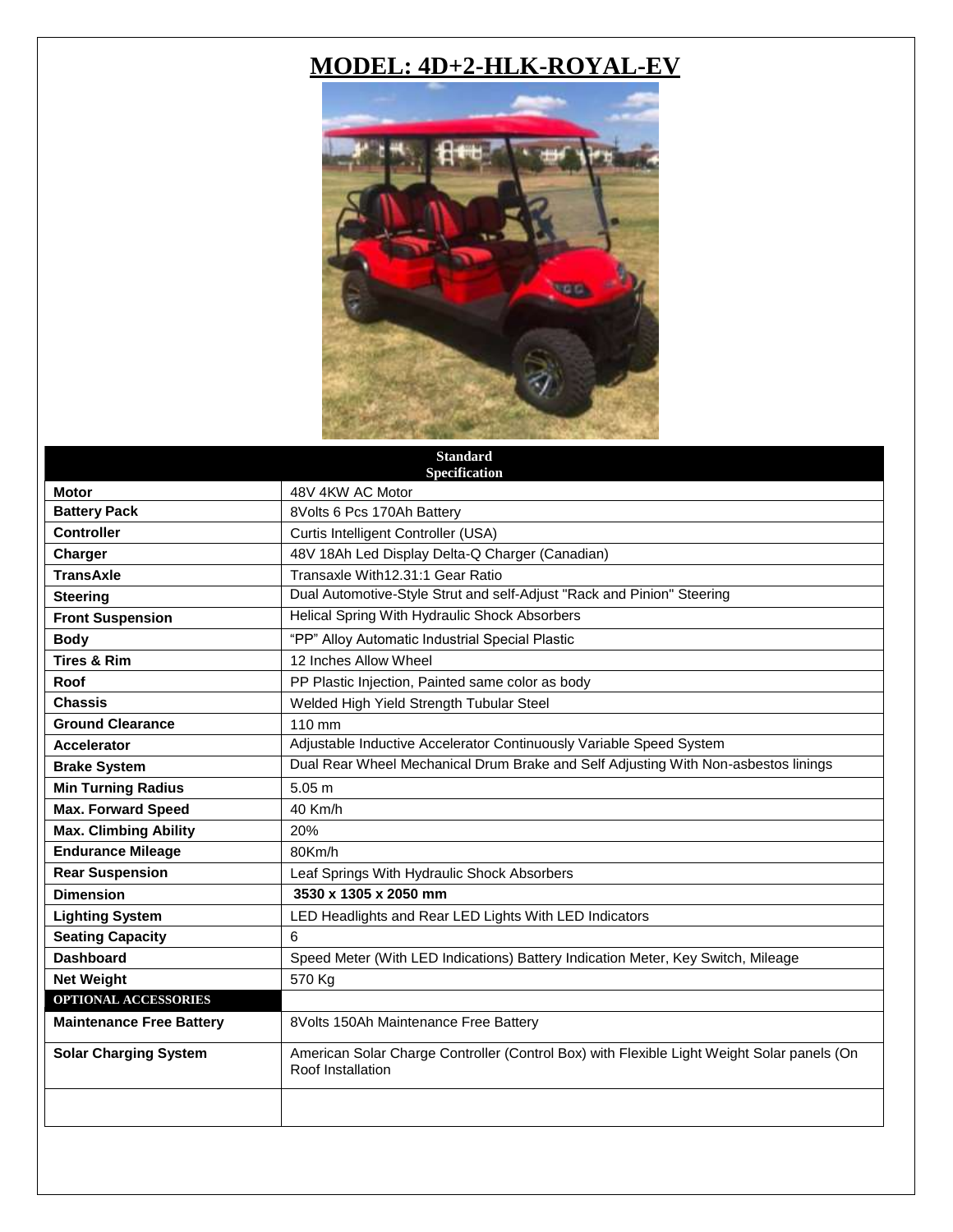# MODEL: 4D+2-HLK-ROYAL-EV

| Standard Specification | |
|---|---|
| **Motor** | 48V 4KW AC Motor |
| **Battery Pack** | 8Volts 6 Pcs 170Ah Battery |
| **Controller** | Curtis Intelligent Controller (USA) |
| **Charger** | 48V 18Ah Led Display Delta-Q Charger (Canadian) |
| **TransAxle** | Transaxle With12.31:1 Gear Ratio |
| **Steering** | Dual Automotive-Style Strut and self-Adjust "Rack and Pinion" Steering |
| **Front Suspension** | Helical Spring With Hydraulic Shock Absorbers |
| **Body** | "PP" Alloy Automatic Industrial Special Plastic |
| **Tires & Rim** | 12 Inches Allow Wheel |
| **Roof** | PP Plastic Injection, Painted same color as body |
| **Chassis** | Welded High Yield Strength Tubular Steel |
| **Ground Clearance** | 110 mm |
| **Accelerator** | Adjustable Inductive Accelerator Continuously Variable Speed System |
| **Brake System** | Dual Rear Wheel Mechanical Drum Brake and Self Adjusting With Non-asbestos linings |
| **Min Turning Radius** | 5.05 m |
| **Max. Forward Speed** | 40 Km/h |
| **Max. Climbing Ability** | 20% |
| **Endurance Mileage** | 80Km/h |
| **Rear Suspension** | Leaf Springs With Hydraulic Shock Absorbers |
| **Dimension** | **3530 x 1305 x 2050 mm** |
| **Lighting System** | LED Headlights and Rear LED Lights With LED Indicators |
| **Seating Capacity** | 6 |
| **Dashboard** | Speed Meter (With LED Indications) Battery Indication Meter, Key Switch, Mileage |
| **Net Weight** | 570 Kg |
| **OPTIONAL ACCESSORIES** | |
| **Maintenance Free Battery** | 8Volts 150Ah Maintenance Free Battery |
| **Solar Charging System** | American Solar Charge Controller (Control Box) with Flexible Light Weight Solar panels (On Roof Installation |
| | |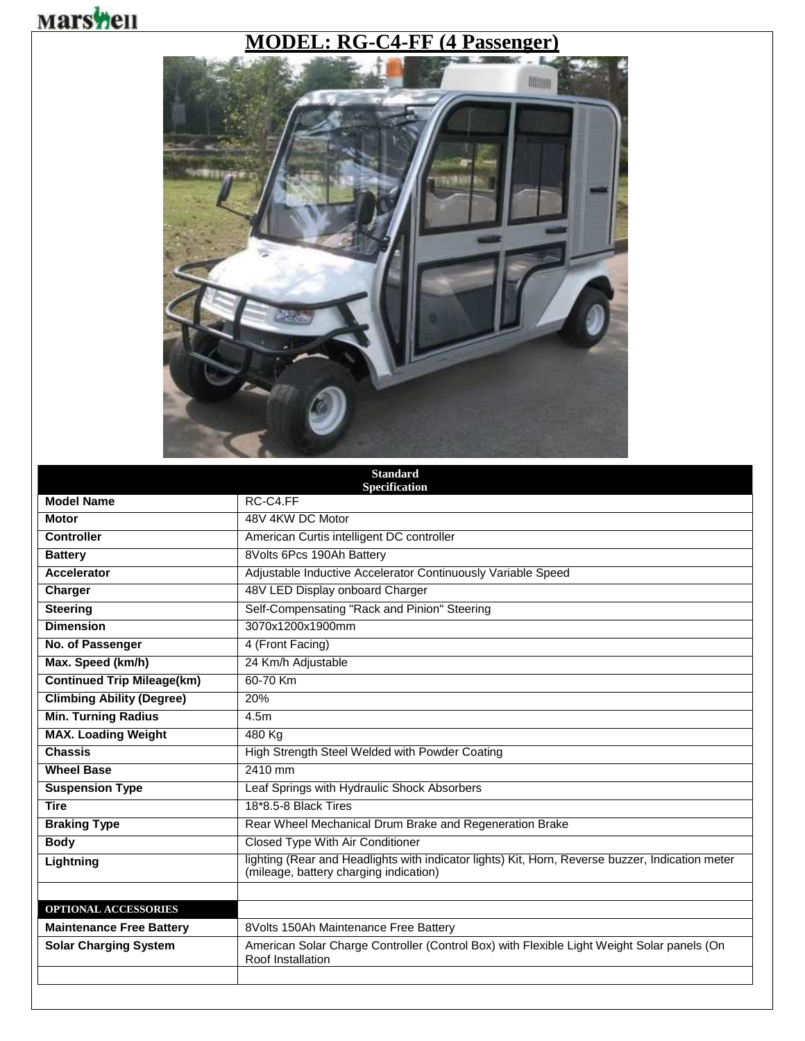# MODEL: RG-C4-FF (4 Passenger)

| Standard Specification | |
|---|---|
| **Model Name** | RC-C4.FF |
| **Motor** | 48V 4KW DC Motor |
| **Controller** | American Curtis intelligent DC controller |
| **Battery** | 8Volts 6Pcs 190Ah Battery |
| **Accelerator** | Adjustable Inductive Accelerator Continuously Variable Speed |
| **Charger** | 48V LED Display onboard Charger |
| **Steering** | Self-Compensating "Rack and Pinion" Steering |
| **Dimension** | 3070x1200x1900mm |
| **No. of Passenger** | 4 (Front Facing) |
| **Max. Speed (km/h)** | 24 Km/h Adjustable |
| **Continued Trip Mileage(km)** | 60-70 Km |
| **Climbing Ability (Degree)** | 20% |
| **Min. Turning Radius** | 4.5m |
| **MAX. Loading Weight** | 480 Kg |
| **Chassis** | High Strength Steel Welded with Powder Coating |
| **Wheel Base** | 2410 mm |
| **Suspension Type** | Leaf Springs with Hydraulic Shock Absorbers |
| **Tire** | 18*8.5-8 Black Tires |
| **Braking Type** | Rear Wheel Mechanical Drum Brake and Regeneration Brake |
| **Body** | Closed Type With Air Conditioner |
| **Lightning** | lighting (Rear and Headlights with indicator lights) Kit, Horn, Reverse buzzer, Indication meter (mileage, battery charging indication) |
| | |
| **OPTIONAL ACCESSORIES** | |
| **Maintenance Free Battery** | 8Volts 150Ah Maintenance Free Battery |
| **Solar Charging System** | American Solar Charge Controller (Control Box) with Flexible Light Weight Solar panels (On Roof Installation |
| | |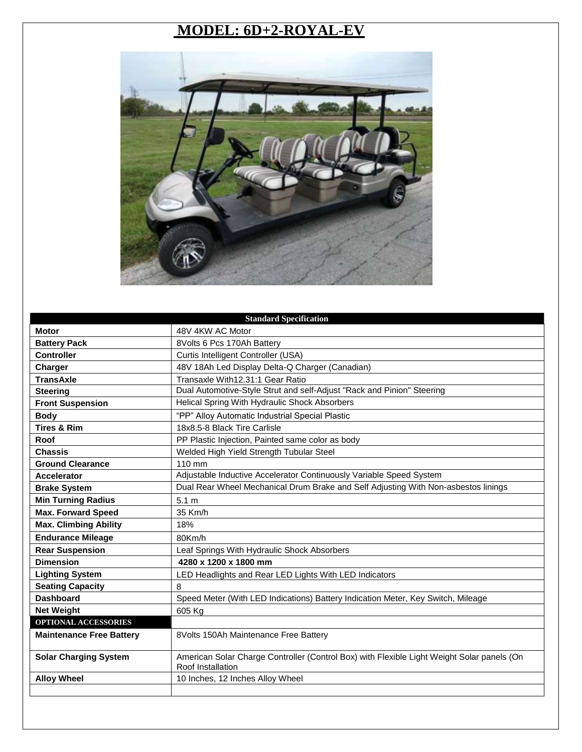# MODEL: 6D+2-ROYAL-EV

| Standard Specification | |
|---|---|
| **Motor** | 48V 4KW AC Motor |
| **Battery Pack** | 8Volts 6 Pcs 170Ah Battery |
| **Controller** | Curtis Intelligent Controller (USA) |
| **Charger** | 48V 18Ah Led Display Delta-Q Charger (Canadian) |
| **TransAxle** | Transaxle With12.31:1 Gear Ratio |
| **Steering** | Dual Automotive-Style Strut and self-Adjust "Rack and Pinion" Steering |
| **Front Suspension** | Helical Spring With Hydraulic Shock Absorbers |
| **Body** | "PP" Alloy Automatic Industrial Special Plastic |
| **Tires & Rim** | 18x8.5-8 Black Tire Carlisle |
| **Roof** | PP Plastic Injection, Painted same color as body |
| **Chassis** | Welded High Yield Strength Tubular Steel |
| **Ground Clearance** | 110 mm |
| **Accelerator** | Adjustable Inductive Accelerator Continuously Variable Speed System |
| **Brake System** | Dual Rear Wheel Mechanical Drum Brake and Self Adjusting With Non-asbestos linings |
| **Min Turning Radius** | 5.1 m |
| **Max. Forward Speed** | 35 Km/h |
| **Max. Climbing Ability** | 18% |
| **Endurance Mileage** | 80Km/h |
| **Rear Suspension** | Leaf Springs With Hydraulic Shock Absorbers |
| **Dimension** | **4280 x 1200 x 1800 mm** |
| **Lighting System** | LED Headlights and Rear LED Lights With LED Indicators |
| **Seating Capacity** | 8 |
| **Dashboard** | Speed Meter (With LED Indications) Battery Indication Meter, Key Switch, Mileage |
| **Net Weight** | 605 Kg |
| **OPTIONAL ACCESSORIES** | |
| **Maintenance Free Battery** | 8Volts 150Ah Maintenance Free Battery |
| **Solar Charging System** | American Solar Charge Controller (Control Box) with Flexible Light Weight Solar panels (On Roof Installation |
| **Alloy Wheel** | 10 Inches, 12 Inches Alloy Wheel |
| | |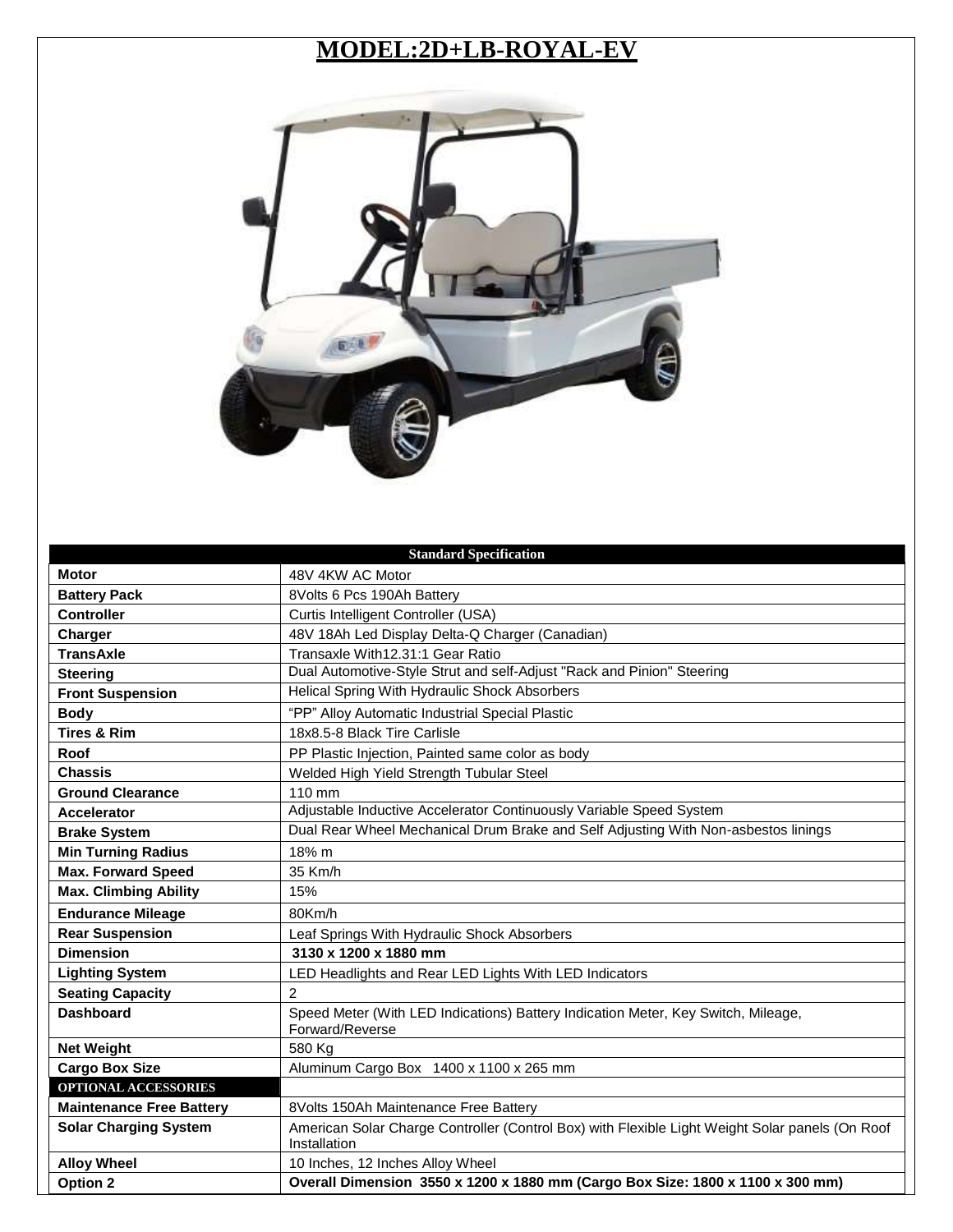# MODEL:2D+LB-ROYAL-EV

| Standard Specification | |
|---|---|
| **Motor** | 48V 4KW AC Motor |
| **Battery Pack** | 8Volts 6 Pcs 190Ah Battery |
| **Controller** | Curtis Intelligent Controller (USA) |
| **Charger** | 48V 18Ah Led Display Delta-Q Charger (Canadian) |
| **TransAxle** | Transaxle With12.31:1 Gear Ratio |
| **Steering** | Dual Automotive-Style Strut and self-Adjust "Rack and Pinion" Steering |
| **Front Suspension** | Helical Spring With Hydraulic Shock Absorbers |
| **Body** | "PP" Alloy Automatic Industrial Special Plastic |
| **Tires & Rim** | 18x8.5-8 Black Tire Carlisle |
| **Roof** | PP Plastic Injection, Painted same color as body |
| **Chassis** | Welded High Yield Strength Tubular Steel |
| **Ground Clearance** | 110 mm |
| **Accelerator** | Adjustable Inductive Accelerator Continuously Variable Speed System |
| **Brake System** | Dual Rear Wheel Mechanical Drum Brake and Self Adjusting With Non-asbestos linings |
| **Min Turning Radius** | 18% m |
| **Max. Forward Speed** | 35 Km/h |
| **Max. Climbing Ability** | 15% |
| **Endurance Mileage** | 80Km/h |
| **Rear Suspension** | Leaf Springs With Hydraulic Shock Absorbers |
| **Dimension** | **3130 x 1200 x 1880 mm** |
| **Lighting System** | LED Headlights and Rear LED Lights With LED Indicators |
| **Seating Capacity** | 2 |
| **Dashboard** | Speed Meter (With LED Indications) Battery Indication Meter, Key Switch, Mileage, Forward/Reverse |
| **Net Weight** | 580 Kg |
| **Cargo Box Size** | Aluminum Cargo Box 1400 x 1100 x 265 mm |
| **OPTIONAL ACCESSORIES** | |
| **Maintenance Free Battery** | 8Volts 150Ah Maintenance Free Battery |
| **Solar Charging System** | American Solar Charge Controller (Control Box) with Flexible Light Weight Solar panels (On Roof Installation |
| **Alloy Wheel** | 10 Inches, 12 Inches Alloy Wheel |
| **Option 2** | **Overall Dimension 3550 x 1200 x 1880 mm (Cargo Box Size: 1800 x 1100 x 300 mm)** |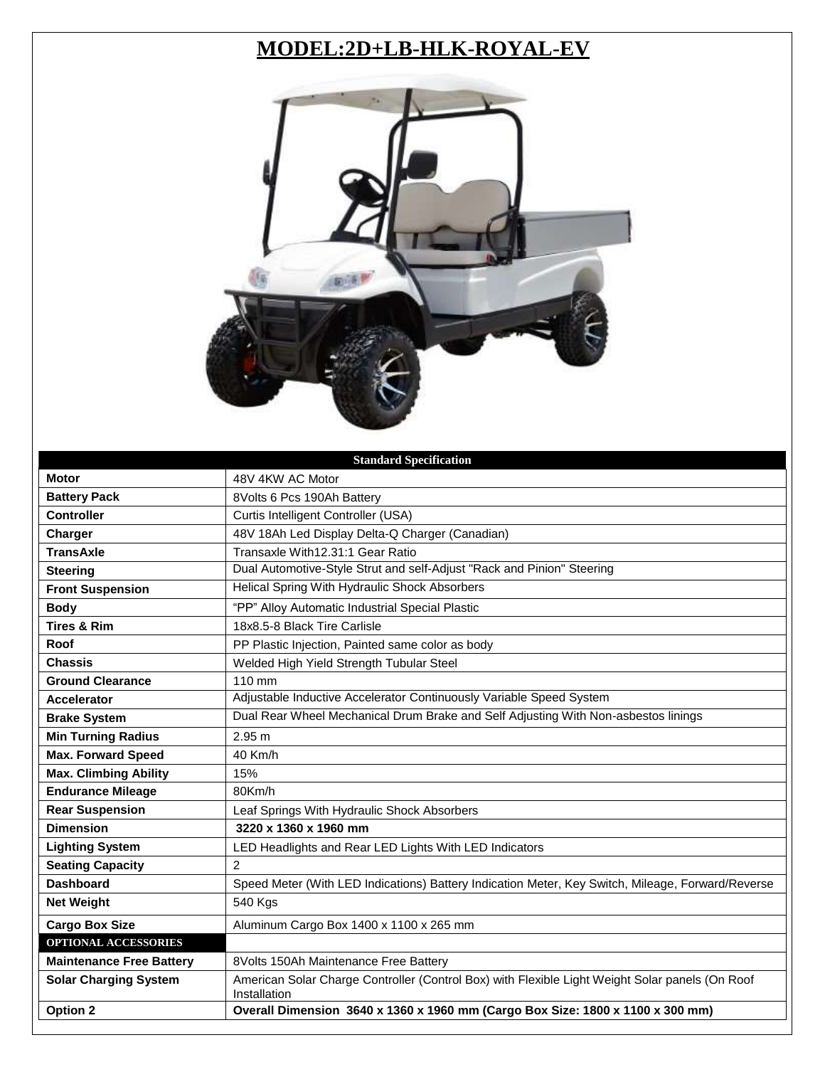# MODEL:2D+LB-HLK-ROYAL-EV

| Standard Specification | |
|---|---|
| **Motor** | 48V 4KW AC Motor |
| **Battery Pack** | 8Volts 6 Pcs 190Ah Battery |
| **Controller** | Curtis Intelligent Controller (USA) |
| **Charger** | 48V 18Ah Led Display Delta-Q Charger (Canadian) |
| **TransAxle** | Transaxle With12.31:1 Gear Ratio |
| **Steering** | Dual Automotive-Style Strut and self-Adjust "Rack and Pinion" Steering |
| **Front Suspension** | Helical Spring With Hydraulic Shock Absorbers |
| **Body** | "PP" Alloy Automatic Industrial Special Plastic |
| **Tires & Rim** | 18x8.5-8 Black Tire Carlisle |
| **Roof** | PP Plastic Injection, Painted same color as body |
| **Chassis** | Welded High Yield Strength Tubular Steel |
| **Ground Clearance** | 110 mm |
| **Accelerator** | Adjustable Inductive Accelerator Continuously Variable Speed System |
| **Brake System** | Dual Rear Wheel Mechanical Drum Brake and Self Adjusting With Non-asbestos linings |
| **Min Turning Radius** | 2.95 m |
| **Max. Forward Speed** | 40 Km/h |
| **Max. Climbing Ability** | 15% |
| **Endurance Mileage** | 80Km/h |
| **Rear Suspension** | Leaf Springs With Hydraulic Shock Absorbers |
| **Dimension** | **3220 x 1360 x 1960 mm** |
| **Lighting System** | LED Headlights and Rear LED Lights With LED Indicators |
| **Seating Capacity** | 2 |
| **Dashboard** | Speed Meter (With LED Indications) Battery Indication Meter, Key Switch, Mileage, Forward/Reverse |
| **Net Weight** | 540 Kgs |
| **Cargo Box Size** | Aluminum Cargo Box 1400 x 1100 x 265 mm |
| **OPTIONAL ACCESSORIES** | |
| **Maintenance Free Battery** | 8Volts 150Ah Maintenance Free Battery |
| **Solar Charging System** | American Solar Charge Controller (Control Box) with Flexible Light Weight Solar panels (On Roof Installation |
| **Option 2** | **Overall Dimension 3640 x 1360 x 1960 mm (Cargo Box Size: 1800 x 1100 x 300 mm)** |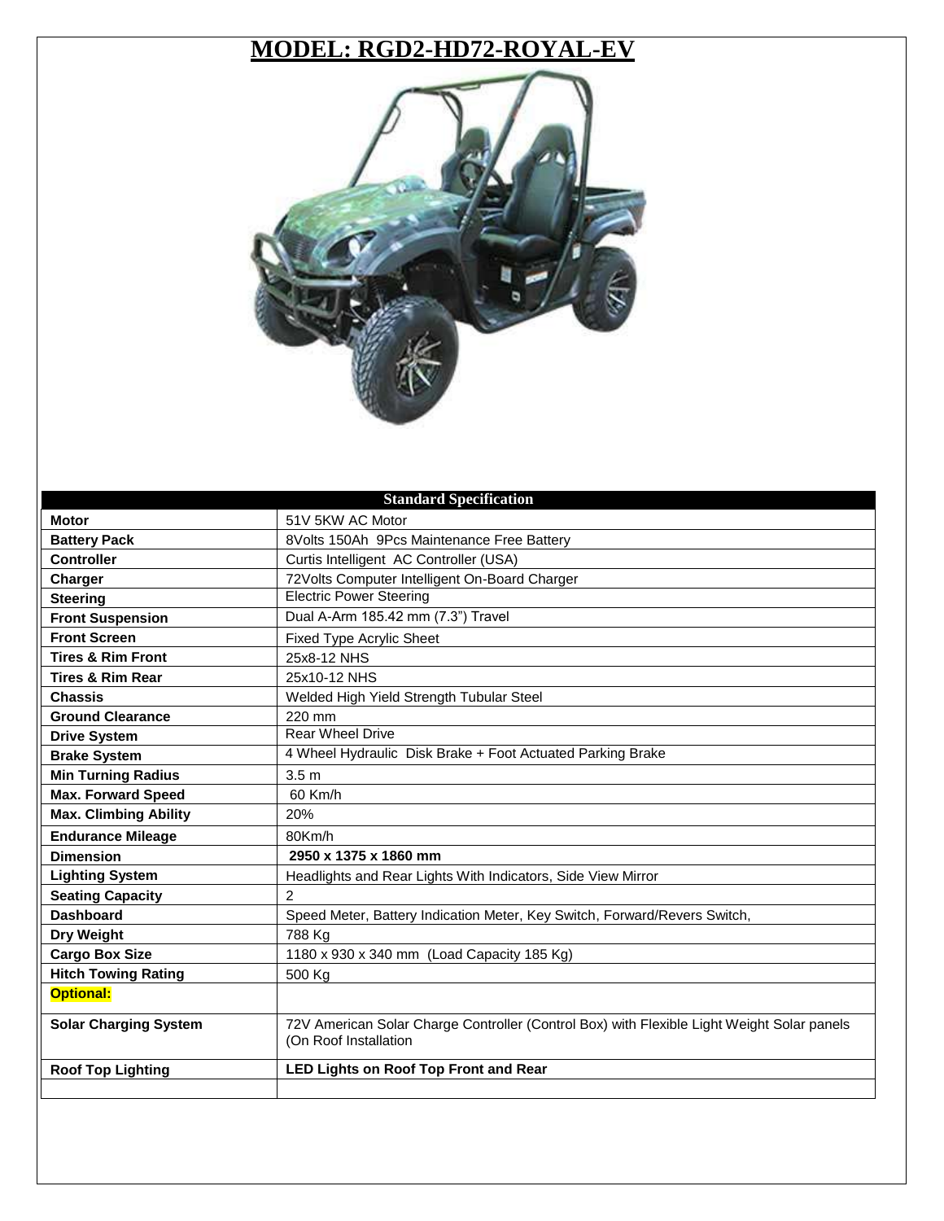# MODEL: RGD2-HD72-ROYAL-EV

| Standard Specification | |
|---|---|
| **Motor** | 51V 5KW AC Motor |
| **Battery Pack** | 8Volts 150Ah 9Pcs Maintenance Free Battery |
| **Controller** | Curtis Intelligent AC Controller (USA) |
| **Charger** | 72Volts Computer Intelligent On-Board Charger |
| **Steering** | Electric Power Steering |
| **Front Suspension** | Dual A-Arm 185.42 mm (7.3") Travel |
| **Front Screen** | Fixed Type Acrylic Sheet |
| **Tires & Rim Front** | 25x8-12 NHS |
| **Tires & Rim Rear** | 25x10-12 NHS |
| **Chassis** | Welded High Yield Strength Tubular Steel |
| **Ground Clearance** | 220 mm |
| **Drive System** | Rear Wheel Drive |
| **Brake System** | 4 Wheel Hydraulic Disk Brake + Foot Actuated Parking Brake |
| **Min Turning Radius** | 3.5 m |
| **Max. Forward Speed** | 60 Km/h |
| **Max. Climbing Ability** | 20% |
| **Endurance Mileage** | 80Km/h |
| **Dimension** | **2950 x 1375 x 1860 mm** |
| **Lighting System** | Headlights and Rear Lights With Indicators, Side View Mirror |
| **Seating Capacity** | 2 |
| **Dashboard** | Speed Meter, Battery Indication Meter, Key Switch, Forward/Revers Switch, |
| **Dry Weight** | 788 Kg |
| **Cargo Box Size** | 1180 x 930 x 340 mm (Load Capacity 185 Kg) |
| **Hitch Towing Rating** | 500 Kg |
| **Optional:** | |
| **Solar Charging System** | 72V American Solar Charge Controller (Control Box) with Flexible Light Weight Solar panels (On Roof Installation |
| **Roof Top Lighting** | **LED Lights on Roof Top Front and Rear** |
| | |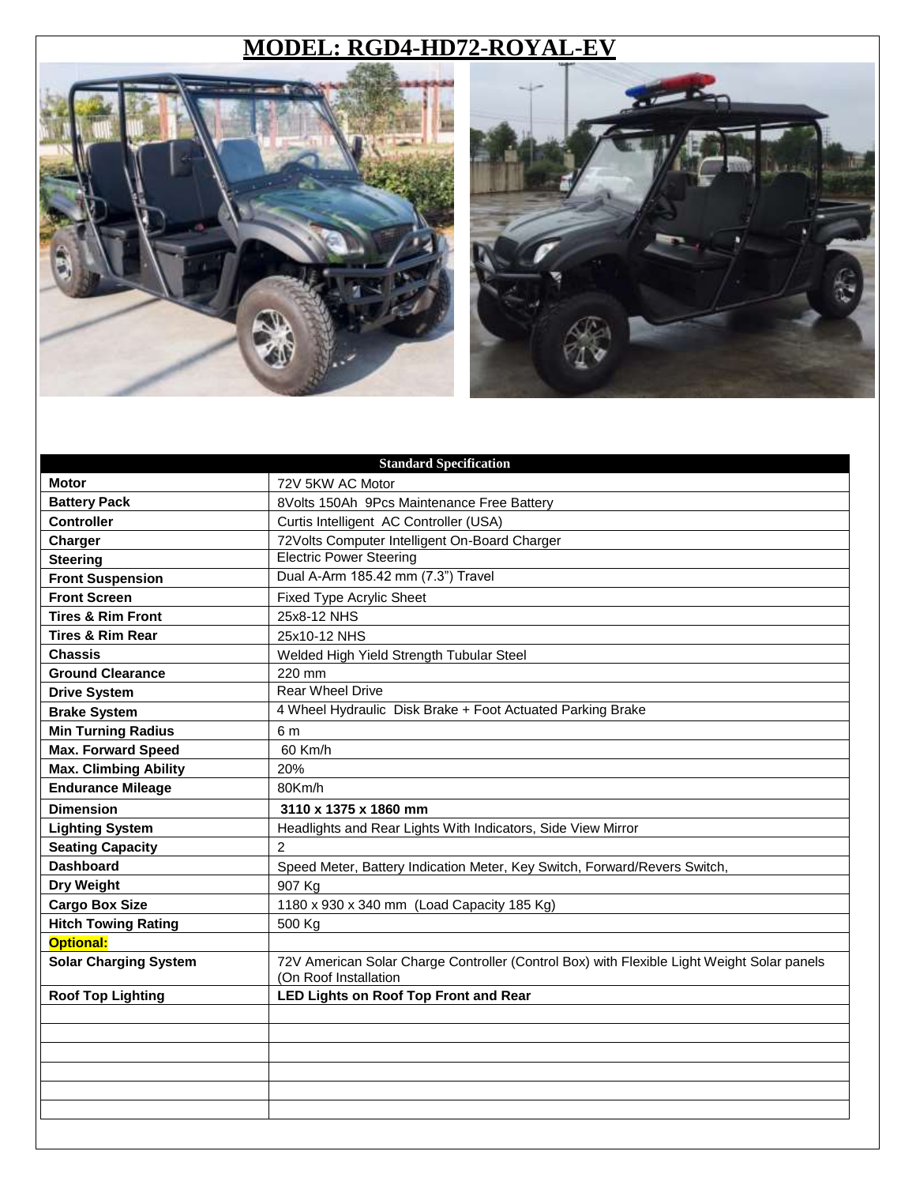# MODEL: RGD4-HD72-ROYAL-EV

| Standard Specification | |
|---|---|
| **Motor** | 72V 5KW AC Motor |
| **Battery Pack** | 8Volts 150Ah 9Pcs Maintenance Free Battery |
| **Controller** | Curtis Intelligent AC Controller (USA) |
| **Charger** | 72Volts Computer Intelligent On-Board Charger |
| **Steering** | Electric Power Steering |
| **Front Suspension** | Dual A-Arm 185.42 mm (7.3") Travel |
| **Front Screen** | Fixed Type Acrylic Sheet |
| **Tires & Rim Front** | 25x8-12 NHS |
| **Tires & Rim Rear** | 25x10-12 NHS |
| **Chassis** | Welded High Yield Strength Tubular Steel |
| **Ground Clearance** | 220 mm |
| **Drive System** | Rear Wheel Drive |
| **Brake System** | 4 Wheel Hydraulic Disk Brake + Foot Actuated Parking Brake |
| **Min Turning Radius** | 6 m |
| **Max. Forward Speed** | 60 Km/h |
| **Max. Climbing Ability** | 20% |
| **Endurance Mileage** | 80Km/h |
| **Dimension** | **3110 x 1375 x 1860 mm** |
| **Lighting System** | Headlights and Rear Lights With Indicators, Side View Mirror |
| **Seating Capacity** | 2 |
| **Dashboard** | Speed Meter, Battery Indication Meter, Key Switch, Forward/Revers Switch, |
| **Dry Weight** | 907 Kg |
| **Cargo Box Size** | 1180 x 930 x 340 mm (Load Capacity 185 Kg) |
| **Hitch Towing Rating** | 500 Kg |
| **Optional:** | |
| **Solar Charging System** | 72V American Solar Charge Controller (Control Box) with Flexible Light Weight Solar panels (On Roof Installation |
| **Roof Top Lighting** | **LED Lights on Roof Top Front and Rear** |
| | |
| | |
| | |
| | |
| | |
| | |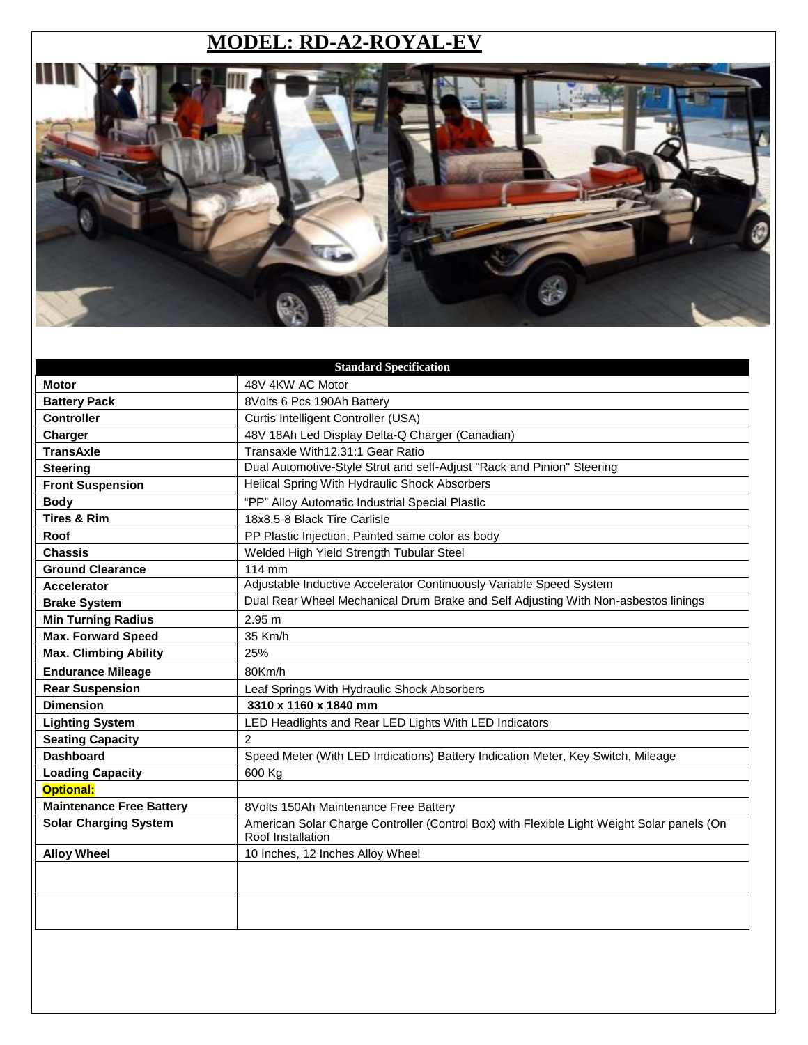# MODEL: RD-A2-ROYAL-EV

| Standard Specification | |
|---|---|
| **Motor** | 48V 4KW AC Motor |
| **Battery Pack** | 8Volts 6 Pcs 190Ah Battery |
| **Controller** | Curtis Intelligent Controller (USA) |
| **Charger** | 48V 18Ah Led Display Delta-Q Charger (Canadian) |
| **TransAxle** | Transaxle With12.31:1 Gear Ratio |
| **Steering** | Dual Automotive-Style Strut and self-Adjust "Rack and Pinion" Steering |
| **Front Suspension** | Helical Spring With Hydraulic Shock Absorbers |
| **Body** | "PP" Alloy Automatic Industrial Special Plastic |
| **Tires & Rim** | 18x8.5-8 Black Tire Carlisle |
| **Roof** | PP Plastic Injection, Painted same color as body |
| **Chassis** | Welded High Yield Strength Tubular Steel |
| **Ground Clearance** | 114 mm |
| **Accelerator** | Adjustable Inductive Accelerator Continuously Variable Speed System |
| **Brake System** | Dual Rear Wheel Mechanical Drum Brake and Self Adjusting With Non-asbestos linings |
| **Min Turning Radius** | 2.95 m |
| **Max. Forward Speed** | 35 Km/h |
| **Max. Climbing Ability** | 25% |
| **Endurance Mileage** | 80Km/h |
| **Rear Suspension** | Leaf Springs With Hydraulic Shock Absorbers |
| **Dimension** | **3310 x 1160 x 1840 mm** |
| **Lighting System** | LED Headlights and Rear LED Lights With LED Indicators |
| **Seating Capacity** | 2 |
| **Dashboard** | Speed Meter (With LED Indications) Battery Indication Meter, Key Switch, Mileage |
| **Loading Capacity** | 600 Kg |
| **Optional:** | |
| **Maintenance Free Battery** | 8Volts 150Ah Maintenance Free Battery |
| **Solar Charging System** | American Solar Charge Controller (Control Box) with Flexible Light Weight Solar panels (On Roof Installation |
| **Alloy Wheel** | 10 Inches, 12 Inches Alloy Wheel |
| | |
| | |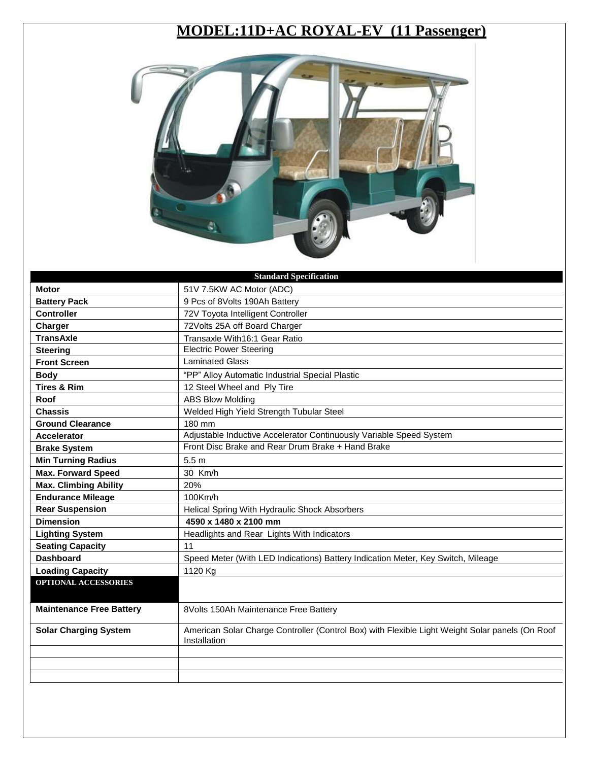# MODEL:11D+AC ROYAL-EV (11 Passenger)

| Standard Specification | |
|---|---|
| **Motor** | 51V 7.5KW AC Motor (ADC) |
| **Battery Pack** | 9 Pcs of 8Volts 190Ah Battery |
| **Controller** | 72V Toyota Intelligent Controller |
| **Charger** | 72Volts 25A off Board Charger |
| **TransAxle** | Transaxle With16:1 Gear Ratio |
| **Steering** | Electric Power Steering |
| **Front Screen** | Laminated Glass |
| **Body** | "PP" Alloy Automatic Industrial Special Plastic |
| **Tires & Rim** | 12 Steel Wheel and Ply Tire |
| **Roof** | ABS Blow Molding |
| **Chassis** | Welded High Yield Strength Tubular Steel |
| **Ground Clearance** | 180 mm |
| **Accelerator** | Adjustable Inductive Accelerator Continuously Variable Speed System |
| **Brake System** | Front Disc Brake and Rear Drum Brake + Hand Brake |
| **Min Turning Radius** | 5.5 m |
| **Max. Forward Speed** | 30 Km/h |
| **Max. Climbing Ability** | 20% |
| **Endurance Mileage** | 100Km/h |
| **Rear Suspension** | Helical Spring With Hydraulic Shock Absorbers |
| **Dimension** | **4590 x 1480 x 2100 mm** |
| **Lighting System** | Headlights and Rear Lights With Indicators |
| **Seating Capacity** | 11 |
| **Dashboard** | Speed Meter (With LED Indications) Battery Indication Meter, Key Switch, Mileage |
| **Loading Capacity** | 1120 Kg |
| **OPTIONAL ACCESSORIES** | |
| **Maintenance Free Battery** | 8Volts 150Ah Maintenance Free Battery |
| **Solar Charging System** | American Solar Charge Controller (Control Box) with Flexible Light Weight Solar panels (On Roof Installation |
| | |
| | |
| | |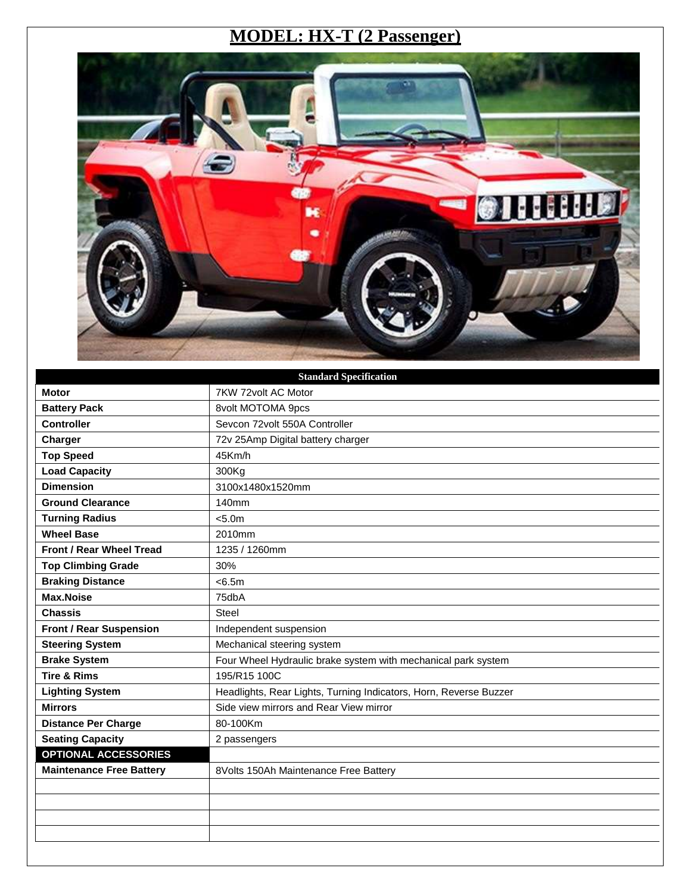# MODEL: HX-T (2 Passenger)

| Standard Specification | |
|---|---|
| **Motor** | 7KW 72volt AC Motor |
| **Battery Pack** | 8volt MOTOMA 9pcs |
| **Controller** | Sevcon 72volt 550A Controller |
| **Charger** | 72v 25Amp Digital battery charger |
| **Top Speed** | 45Km/h |
| **Load Capacity** | 300Kg |
| **Dimension** | 3100x1480x1520mm |
| **Ground Clearance** | 140mm |
| **Turning Radius** | <5.0m |
| **Wheel Base** | 2010mm |
| **Front / Rear Wheel Tread** | 1235 / 1260mm |
| **Top Climbing Grade** | 30% |
| **Braking Distance** | <6.5m |
| **Max.Noise** | 75dbA |
| **Chassis** | Steel |
| **Front / Rear Suspension** | Independent suspension |
| **Steering System** | Mechanical steering system |
| **Brake System** | Four Wheel Hydraulic brake system with mechanical park system |
| **Tire & Rims** | 195/R15 100C |
| **Lighting System** | Headlights, Rear Lights, Turning Indicators, Horn, Reverse Buzzer |
| **Mirrors** | Side view mirrors and Rear View mirror |
| **Distance Per Charge** | 80-100Km |
| **Seating Capacity** | 2 passengers |
| **OPTIONAL ACCESSORIES** | |
| **Maintenance Free Battery** | 8Volts 150Ah Maintenance Free Battery |
| | |
| | |
| | |
| | |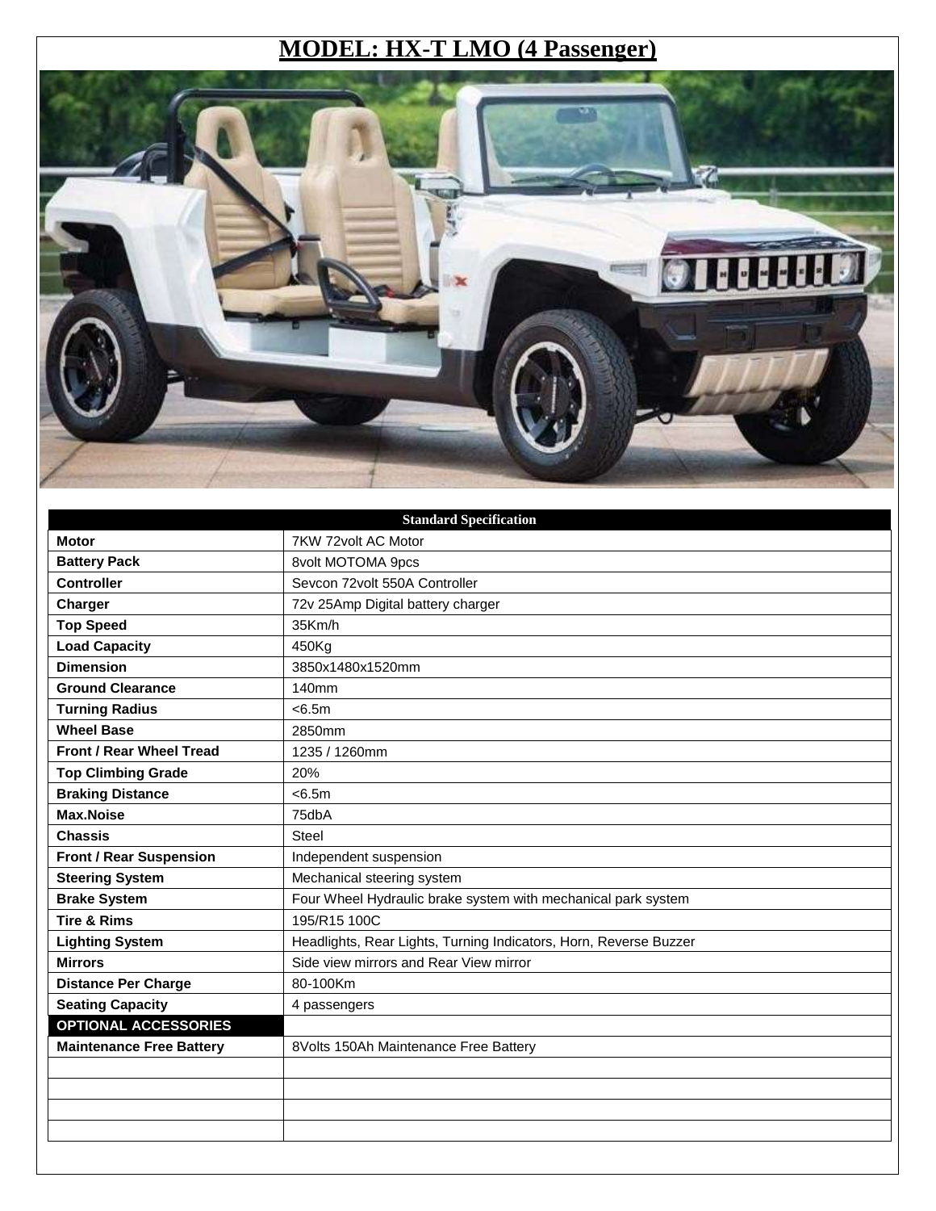# MODEL: HX-T LMO (4 Passenger)

| Standard Specification | |
|---|---|
| **Motor** | 7KW 72volt AC Motor |
| **Battery Pack** | 8volt MOTOMA 9pcs |
| **Controller** | Sevcon 72volt 550A Controller |
| **Charger** | 72v 25Amp Digital battery charger |
| **Top Speed** | 35Km/h |
| **Load Capacity** | 450Kg |
| **Dimension** | 3850x1480x1520mm |
| **Ground Clearance** | 140mm |
| **Turning Radius** | <6.5m |
| **Wheel Base** | 2850mm |
| **Front / Rear Wheel Tread** | 1235 / 1260mm |
| **Top Climbing Grade** | 20% |
| **Braking Distance** | <6.5m |
| **Max.Noise** | 75dbA |
| **Chassis** | Steel |
| **Front / Rear Suspension** | Independent suspension |
| **Steering System** | Mechanical steering system |
| **Brake System** | Four Wheel Hydraulic brake system with mechanical park system |
| **Tire & Rims** | 195/R15 100C |
| **Lighting System** | Headlights, Rear Lights, Turning Indicators, Horn, Reverse Buzzer |
| **Mirrors** | Side view mirrors and Rear View mirror |
| **Distance Per Charge** | 80-100Km |
| **Seating Capacity** | 4 passengers |
| **OPTIONAL ACCESSORIES** | |
| **Maintenance Free Battery** | 8Volts 150Ah Maintenance Free Battery |
| | |
| | |
| | |
| | |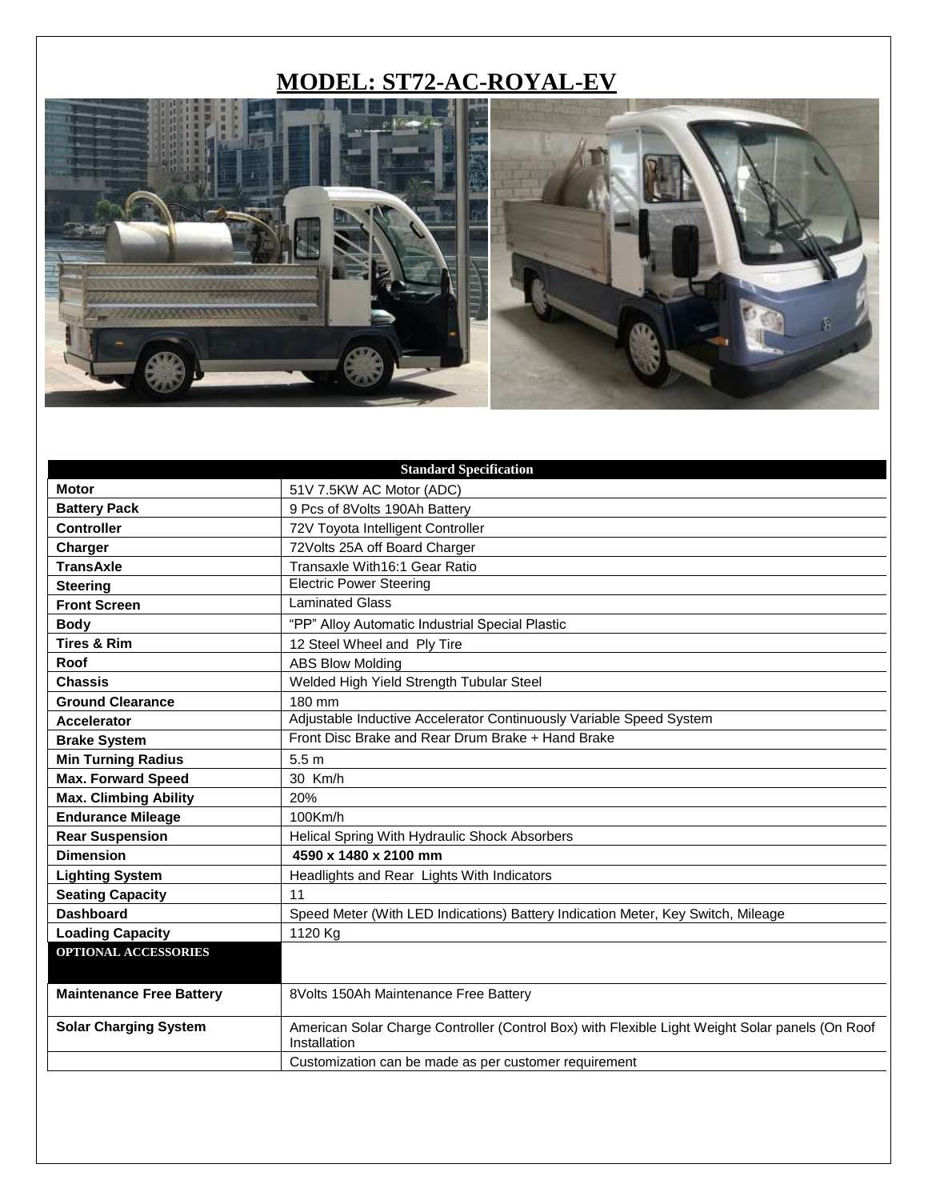# MODEL: ST72-AC-ROYAL-EV

| Standard Specification | |
|---|---|
| **Motor** | 51V 7.5KW AC Motor (ADC) |
| **Battery Pack** | 9 Pcs of 8Volts 190Ah Battery |
| **Controller** | 72V Toyota Intelligent Controller |
| **Charger** | 72Volts 25A off Board Charger |
| **TransAxle** | Transaxle With16:1 Gear Ratio |
| **Steering** | Electric Power Steering |
| **Front Screen** | Laminated Glass |
| **Body** | "PP" Alloy Automatic Industrial Special Plastic |
| **Tires & Rim** | 12 Steel Wheel and Ply Tire |
| **Roof** | ABS Blow Molding |
| **Chassis** | Welded High Yield Strength Tubular Steel |
| **Ground Clearance** | 180 mm |
| **Accelerator** | Adjustable Inductive Accelerator Continuously Variable Speed System |
| **Brake System** | Front Disc Brake and Rear Drum Brake + Hand Brake |
| **Min Turning Radius** | 5.5 m |
| **Max. Forward Speed** | 30 Km/h |
| **Max. Climbing Ability** | 20% |
| **Endurance Mileage** | 100Km/h |
| **Rear Suspension** | Helical Spring With Hydraulic Shock Absorbers |
| **Dimension** | **4590 x 1480 x 2100 mm** |
| **Lighting System** | Headlights and Rear Lights With Indicators |
| **Seating Capacity** | 11 |
| **Dashboard** | Speed Meter (With LED Indications) Battery Indication Meter, Key Switch, Mileage |
| **Loading Capacity** | 1120 Kg |
| **OPTIONAL ACCESSORIES** | |
| **Maintenance Free Battery** | 8Volts 150Ah Maintenance Free Battery |
| **Solar Charging System** | American Solar Charge Controller (Control Box) with Flexible Light Weight Solar panels (On Roof Installation |
| | Customization can be made as per customer requirement |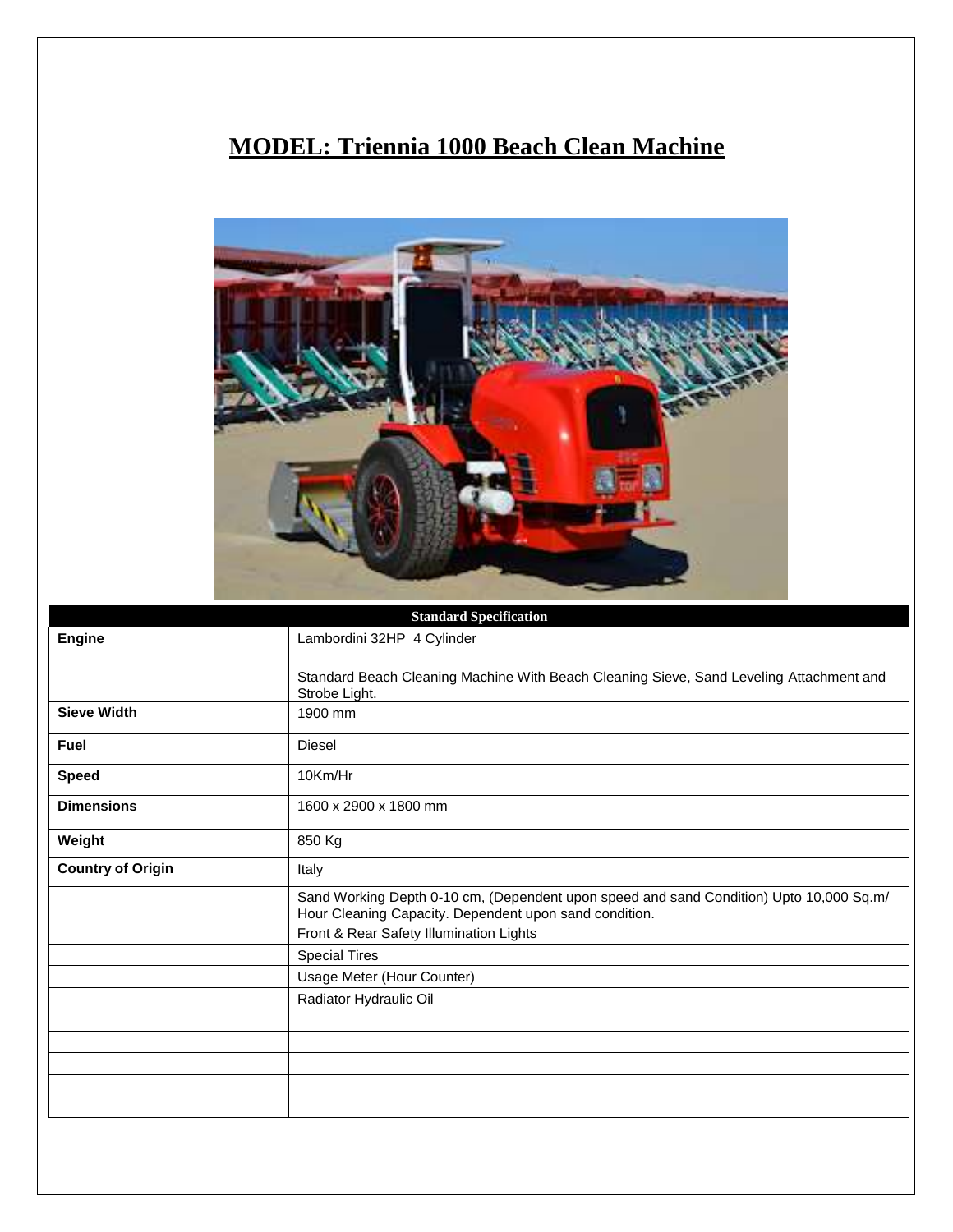# MODEL: Triennia 1000 Beach Clean Machine

| Standard Specification | |
|---|---|
| **Engine** | Lambordini 32HP 4 Cylinder<br><br>Standard Beach Cleaning Machine With Beach Cleaning Sieve, Sand Leveling Attachment and Strobe Light. |
| **Sieve Width** | 1900 mm |
| **Fuel** | Diesel |
| **Speed** | 10Km/Hr |
| **Dimensions** | 1600 x 2900 x 1800 mm |
| **Weight** | 850 Kg |
| **Country of Origin** | Italy |
| | Sand Working Depth 0-10 cm, (Dependent upon speed and sand Condition) Upto 10,000 Sq.m/ Hour Cleaning Capacity. Dependent upon sand condition. |
| | Front & Rear Safety Illumination Lights |
| | Special Tires |
| | Usage Meter (Hour Counter) |
| | Radiator Hydraulic Oil |
| | |
| | |
| | |
| | |
| | |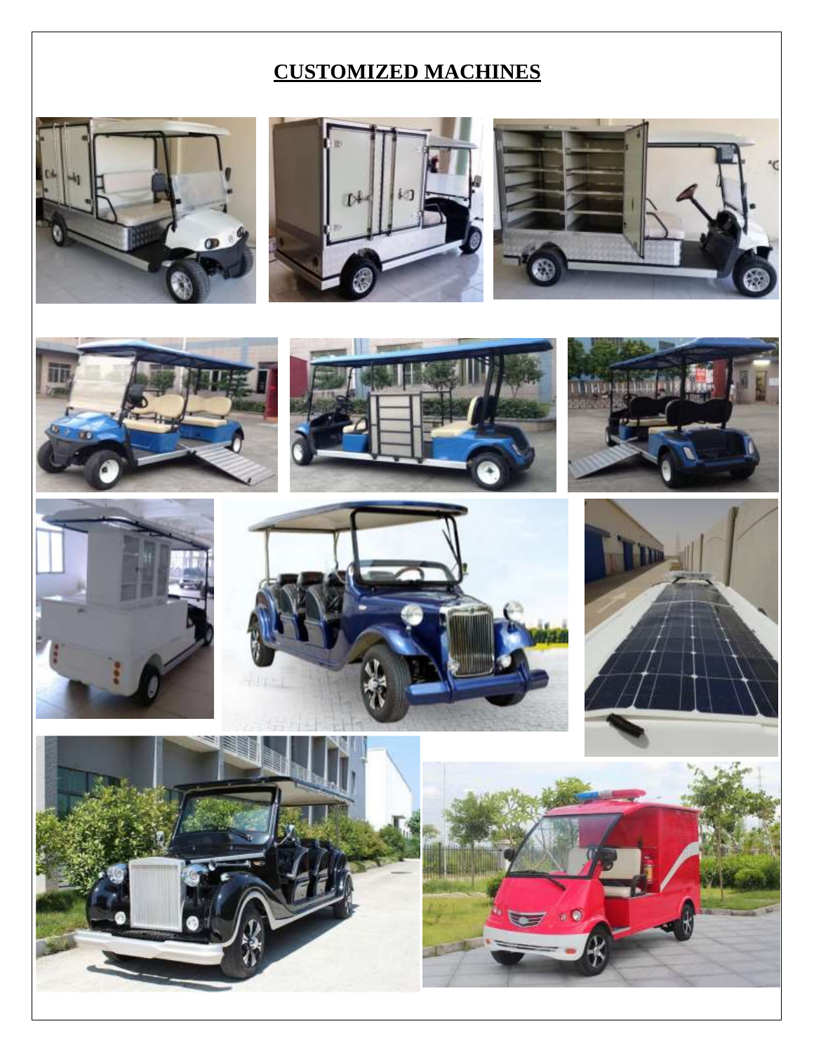# CUSTOMIZED MACHINES